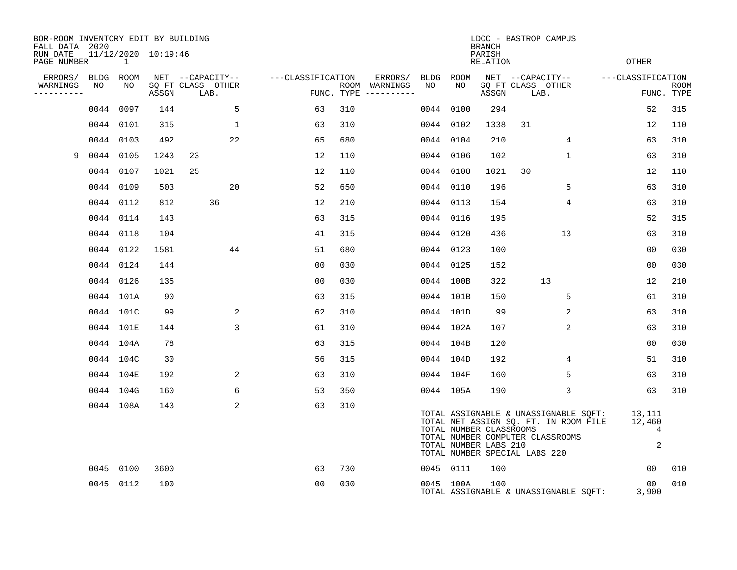BOR-ROOM INVENTORY EDIT BY BUILDING
FALL DATA 2020
RUN DATE 11/12/2020 10:19:46
PAGE NUMBER 1

LDCC - BASTROP CAMPUS
BRANCH
PARISH
RELATION
OTHER

| ERRORS/ WARNINGS | BLDG NO | ROOM NO | NET SQ FT ASSGN | CAPACITY CLASS | CAPACITY LAB. | CAPACITY OTHER | CLASSIFICATION FUNC. | ROOM TYPE | ERRORS/ WARNINGS | BLDG NO | ROOM NO | NET SQ FT ASSGN | CAPACITY CLASS | CAPACITY LAB. | CAPACITY OTHER | CLASSIFICATION FUNC. | ROOM TYPE |
|---|---|---|---|---|---|---|---|---|---|---|---|---|---|---|---|---|---|
| | 0044 | 0097 | 144 | | | 5 | 63 | 310 | | 0044 | 0100 | 294 | | | | 52 | 315 |
| | 0044 | 0101 | 315 | | | 1 | 63 | 310 | | 0044 | 0102 | 1338 | 31 | | | 12 | 110 |
| | 0044 | 0103 | 492 | | | 22 | 65 | 680 | | 0044 | 0104 | 210 | | | 4 | 63 | 310 |
| 9 | 0044 | 0105 | 1243 | 23 | | | 12 | 110 | | 0044 | 0106 | 102 | | | 1 | 63 | 310 |
| | 0044 | 0107 | 1021 | 25 | | | 12 | 110 | | 0044 | 0108 | 1021 | 30 | | | 12 | 110 |
| | 0044 | 0109 | 503 | | | 20 | 52 | 650 | | 0044 | 0110 | 196 | | | 5 | 63 | 310 |
| | 0044 | 0112 | 812 | | 36 | | 12 | 210 | | 0044 | 0113 | 154 | | | 4 | 63 | 310 |
| | 0044 | 0114 | 143 | | | | 63 | 315 | | 0044 | 0116 | 195 | | | | 52 | 315 |
| | 0044 | 0118 | 104 | | | | 41 | 315 | | 0044 | 0120 | 436 | | | 13 | 63 | 310 |
| | 0044 | 0122 | 1581 | | | 44 | 51 | 680 | | 0044 | 0123 | 100 | | | | 00 | 030 |
| | 0044 | 0124 | 144 | | | | 00 | 030 | | 0044 | 0125 | 152 | | | | 00 | 030 |
| | 0044 | 0126 | 135 | | | | 00 | 030 | | 0044 | 100B | 322 | | 13 | | 12 | 210 |
| | 0044 | 101A | 90 | | | | 63 | 315 | | 0044 | 101B | 150 | | | 5 | 61 | 310 |
| | 0044 | 101C | 99 | | | 2 | 62 | 310 | | 0044 | 101D | 99 | | | 2 | 63 | 310 |
| | 0044 | 101E | 144 | | | 3 | 61 | 310 | | 0044 | 102A | 107 | | | 2 | 63 | 310 |
| | 0044 | 104A | 78 | | | | 63 | 315 | | 0044 | 104B | 120 | | | | 00 | 030 |
| | 0044 | 104C | 30 | | | | 56 | 315 | | 0044 | 104D | 192 | | | 4 | 51 | 310 |
| | 0044 | 104E | 192 | | | 2 | 63 | 310 | | 0044 | 104F | 160 | | | 5 | 63 | 310 |
| | 0044 | 104G | 160 | | | 6 | 53 | 350 | | 0044 | 105A | 190 | | | 3 | 63 | 310 |
| | 0044 | 108A | 143 | | | 2 | 63 | 310 | | | | | | | | | |

TOTAL ASSIGNABLE & UNASSIGNABLE SQFT: 13,111
TOTAL NET ASSIGN SQ. FT. IN ROOM FILE 12,460
TOTAL NUMBER CLASSROOMS 4
TOTAL NUMBER COMPUTER CLASSROOMS
TOTAL NUMBER LABS 210 2
TOTAL NUMBER SPECIAL LABS 220

| ERRORS/ WARNINGS | BLDG NO | ROOM NO | NET SQ FT ASSGN | CAPACITY CLASS | CAPACITY LAB. | CAPACITY OTHER | CLASSIFICATION FUNC. | ROOM TYPE | ERRORS/ WARNINGS | BLDG NO | ROOM NO | NET SQ FT ASSGN | CAPACITY CLASS | CAPACITY LAB. | CAPACITY OTHER | CLASSIFICATION FUNC. | ROOM TYPE |
|---|---|---|---|---|---|---|---|---|---|---|---|---|---|---|---|---|---|
| | 0045 | 0100 | 3600 | | | | 63 | 730 | | 0045 | 0111 | 100 | | | | 00 | 010 |
| | 0045 | 0112 | 100 | | | | 00 | 030 | | 0045 | 100A | 100 | | | | 00 | 010 |

TOTAL ASSIGNABLE & UNASSIGNABLE SQFT: 3,900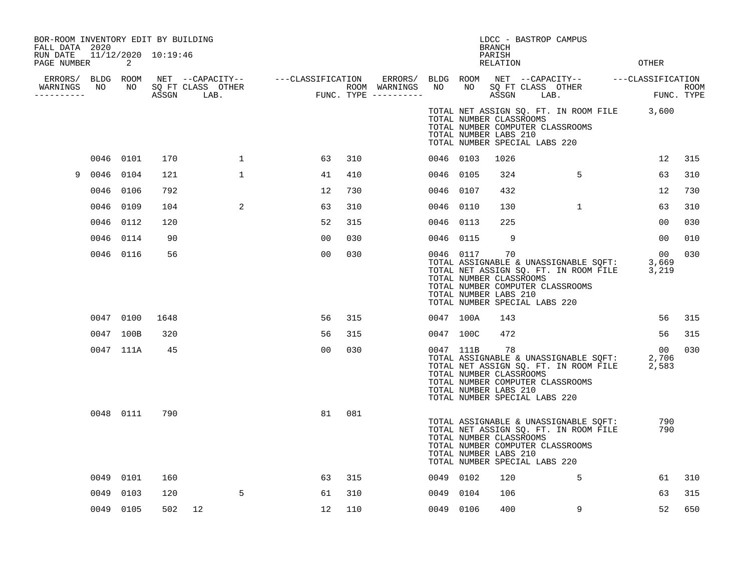BOR-ROOM INVENTORY EDIT BY BUILDING
FALL DATA 2020
RUN DATE 11/12/2020 10:19:46

LDCC - BASTROP CAMPUS
BRANCH
PARISH
RELATION
OTHER

| ERRORS/ WARNINGS | BLDG NO | ROOM NO | NET SQ FT ASSGN | CAPACITY CLASS | CAPACITY LAB. | CAPACITY OTHER | CLASSIFICATION FUNC. | ROOM TYPE | ERRORS/ WARNINGS | BLDG NO | ROOM NO | NET SQ FT ASSGN | CAPACITY CLASS | CAPACITY LAB. | CAPACITY OTHER | CLASSIFICATION FUNC. | ROOM TYPE |
|---|---|---|---|---|---|---|---|---|---|---|---|---|---|---|---|---|---|
| | | | | | | | | | | TOTAL NET ASSIGN SQ. FT. IN ROOM FILE | | | | | | 3,600 | |
| | | | | | | | | | | TOTAL NUMBER CLASSROOMS | | | | | | | |
| | | | | | | | | | | TOTAL NUMBER COMPUTER CLASSROOMS | | | | | | | |
| | | | | | | | | | | TOTAL NUMBER LABS 210 | | | | | | | |
| | | | | | | | | | | TOTAL NUMBER SPECIAL LABS 220 | | | | | | | |
| | 0046 | 0101 | 170 | | | 1 | 63 | 310 | | 0046 | 0103 | 1026 | | | | 12 | 315 |
| 9 | 0046 | 0104 | 121 | | | 1 | 41 | 410 | | 0046 | 0105 | 324 | | | 5 | 63 | 310 |
| | 0046 | 0106 | 792 | | | | 12 | 730 | | 0046 | 0107 | 432 | | | | 12 | 730 |
| | 0046 | 0109 | 104 | | | 2 | 63 | 310 | | 0046 | 0110 | 130 | | | 1 | 63 | 310 |
| | 0046 | 0112 | 120 | | | | 52 | 315 | | 0046 | 0113 | 225 | | | | 00 | 030 |
| | 0046 | 0114 | 90 | | | | 00 | 030 | | 0046 | 0115 | 9 | | | | 00 | 010 |
| | 0046 | 0116 | 56 | | | | 00 | 030 | | 0046 | 0117 | 70 | | | | 00 | 030 |
| | | | | | | | | | | TOTAL ASSIGNABLE & UNASSIGNABLE SQFT: | | | | | | 3,669 | |
| | | | | | | | | | | TOTAL NET ASSIGN SQ. FT. IN ROOM FILE | | | | | | 3,219 | |
| | | | | | | | | | | TOTAL NUMBER CLASSROOMS | | | | | | | |
| | | | | | | | | | | TOTAL NUMBER COMPUTER CLASSROOMS | | | | | | | |
| | | | | | | | | | | TOTAL NUMBER LABS 210 | | | | | | | |
| | | | | | | | | | | TOTAL NUMBER SPECIAL LABS 220 | | | | | | | |
| | 0047 | 0100 | 1648 | | | | 56 | 315 | | 0047 | 100A | 143 | | | | 56 | 315 |
| | 0047 | 100B | 320 | | | | 56 | 315 | | 0047 | 100C | 472 | | | | 56 | 315 |
| | 0047 | 111A | 45 | | | | 00 | 030 | | 0047 | 111B | 78 | | | | 00 | 030 |
| | | | | | | | | | | TOTAL ASSIGNABLE & UNASSIGNABLE SQFT: | | | | | | 2,706 | |
| | | | | | | | | | | TOTAL NET ASSIGN SQ. FT. IN ROOM FILE | | | | | | 2,583 | |
| | | | | | | | | | | TOTAL NUMBER CLASSROOMS | | | | | | | |
| | | | | | | | | | | TOTAL NUMBER COMPUTER CLASSROOMS | | | | | | | |
| | | | | | | | | | | TOTAL NUMBER LABS 210 | | | | | | | |
| | | | | | | | | | | TOTAL NUMBER SPECIAL LABS 220 | | | | | | | |
| | 0048 | 0111 | 790 | | | | 81 | 081 | | | | | | | | | |
| | | | | | | | | | | TOTAL ASSIGNABLE & UNASSIGNABLE SQFT: | | | | | | 790 | |
| | | | | | | | | | | TOTAL NET ASSIGN SQ. FT. IN ROOM FILE | | | | | | 790 | |
| | | | | | | | | | | TOTAL NUMBER CLASSROOMS | | | | | | | |
| | | | | | | | | | | TOTAL NUMBER COMPUTER CLASSROOMS | | | | | | | |
| | | | | | | | | | | TOTAL NUMBER LABS 210 | | | | | | | |
| | | | | | | | | | | TOTAL NUMBER SPECIAL LABS 220 | | | | | | | |
| | 0049 | 0101 | 160 | | | | 63 | 315 | | 0049 | 0102 | 120 | | | 5 | 61 | 310 |
| | 0049 | 0103 | 120 | | | 5 | 61 | 310 | | 0049 | 0104 | 106 | | | | 63 | 315 |
| | 0049 | 0105 | 502 | 12 | | | 12 | 110 | | 0049 | 0106 | 400 | | | 9 | 52 | 650 |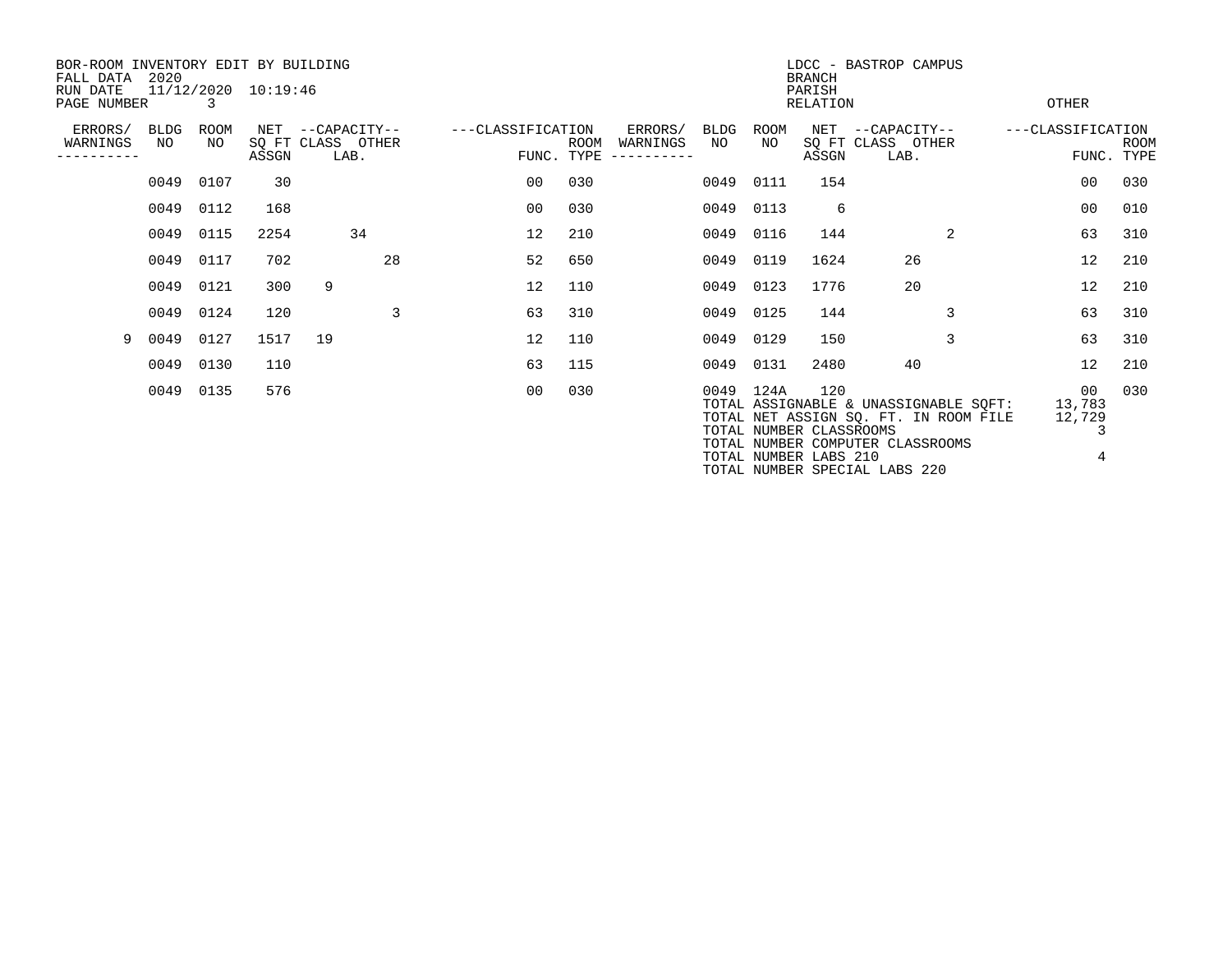BOR-ROOM INVENTORY EDIT BY BUILDING
FALL DATA 2020
RUN DATE 11/12/2020 10:19:46
PAGE NUMBER 3

LDCC - BASTROP CAMPUS
BRANCH
PARISH
RELATION
OTHER

| ERRORS/ WARNINGS | BLDG NO | ROOM NO | NET SQ FT ASSGN | CAPACITY CLASS | CAPACITY LAB. | CAPACITY OTHER | CLASSIFICATION FUNC. | CLASSIFICATION ROOM TYPE |
|---|---|---|---|---|---|---|---|---|
| | 0049 | 0107 | 30 | | | | 00 | 030 |
| | 0049 | 0111 | 154 | | | | 00 | 030 |
| | 0049 | 0112 | 168 | | | | 00 | 030 |
| | 0049 | 0113 | 6 | | | | 00 | 010 |
| | 0049 | 0115 | 2254 | | 34 | | 12 | 210 |
| | 0049 | 0116 | 144 | | | 2 | 63 | 310 |
| | 0049 | 0117 | 702 | | | 28 | 52 | 650 |
| | 0049 | 0119 | 1624 | | 26 | | 12 | 210 |
| | 0049 | 0121 | 300 | 9 | | | 12 | 110 |
| | 0049 | 0123 | 1776 | | 20 | | 12 | 210 |
| | 0049 | 0124 | 120 | | | 3 | 63 | 310 |
| | 0049 | 0125 | 144 | | | 3 | 63 | 310 |
| 9 | 0049 | 0127 | 1517 | 19 | | | 12 | 110 |
| | 0049 | 0129 | 150 | | | 3 | 63 | 310 |
| | 0049 | 0130 | 110 | | | | 63 | 115 |
| | 0049 | 0131 | 2480 | | 40 | | 12 | 210 |
| | 0049 | 0135 | 576 | | | | 00 | 030 |
| | 0049 | 124A | 120 | | | | 00 | 030 |

| | |
|---|---|
| TOTAL ASSIGNABLE & UNASSIGNABLE SQFT: | 13,783 |
| TOTAL NET ASSIGN SQ. FT. IN ROOM FILE | 12,729 |
| TOTAL NUMBER CLASSROOMS | 3 |
| TOTAL NUMBER COMPUTER CLASSROOMS | |
| TOTAL NUMBER LABS 210 | 4 |
| TOTAL NUMBER SPECIAL LABS 220 | |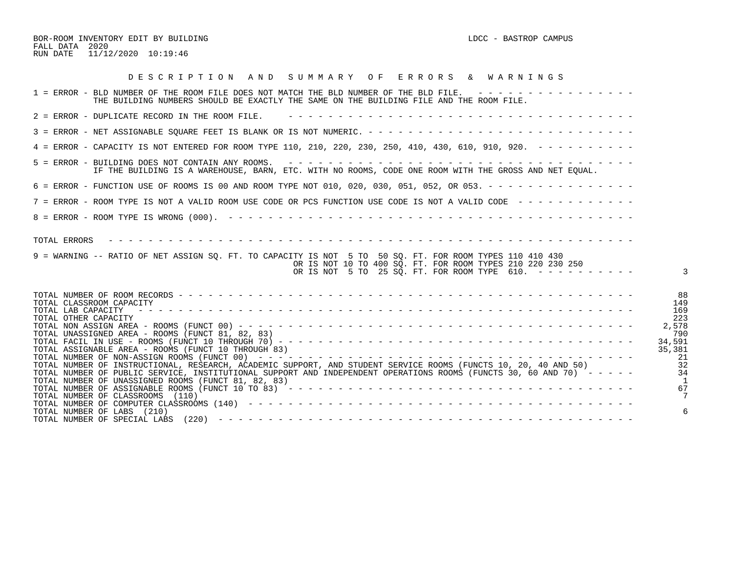BOR-ROOM INVENTORY EDIT BY BUILDING — LDCC - BASTROP CAMPUS

FALL DATA 2020

RUN DATE 11/12/2020 10:19:46

## D E S C R I P T I O N   A N D   S U M M A R Y   O F   E R R O R S   &   W A R N I N G S

| | |
|---|---|
| 1 = ERROR - BLD NUMBER OF THE ROOM FILE DOES NOT MATCH THE BLD NUMBER OF THE BLD FILE. THE BUILDING NUMBERS SHOULD BE EXACTLY THE SAME ON THE BUILDING FILE AND THE ROOM FILE. | |
| 2 = ERROR - DUPLICATE RECORD IN THE ROOM FILE. | |
| 3 = ERROR - NET ASSIGNABLE SQUARE FEET IS BLANK OR IS NOT NUMERIC. | |
| 4 = ERROR - CAPACITY IS NOT ENTERED FOR ROOM TYPE 110, 210, 220, 230, 250, 410, 430, 610, 910, 920. | |
| 5 = ERROR - BUILDING DOES NOT CONTAIN ANY ROOMS. IF THE BUILDING IS A WAREHOUSE, BARN, ETC. WITH NO ROOMS, CODE ONE ROOM WITH THE GROSS AND NET EQUAL. | |
| 6 = ERROR - FUNCTION USE OF ROOMS IS 00 AND ROOM TYPE NOT 010, 020, 030, 051, 052, OR 053. | |
| 7 = ERROR - ROOM TYPE IS NOT A VALID ROOM USE CODE OR PCS FUNCTION USE CODE IS NOT A VALID CODE | |
| 8 = ERROR - ROOM TYPE IS WRONG (000). | |
| TOTAL ERRORS | |
| 9 = WARNING -- RATIO OF NET ASSIGN SQ. FT. TO CAPACITY IS NOT 5 TO 50 SQ. FT. FOR ROOM TYPES 110 410 430 OR IS NOT 10 TO 400 SQ. FT. FOR ROOM TYPES 210 220 230 250 OR IS NOT 5 TO 25 SQ. FT. FOR ROOM TYPE 610. | 3 |

| | |
|---|---|
| TOTAL NUMBER OF ROOM RECORDS | 88 |
| TOTAL CLASSROOM CAPACITY | 149 |
| TOTAL LAB CAPACITY | 169 |
| TOTAL OTHER CAPACITY | 223 |
| TOTAL NON ASSIGN AREA - ROOMS (FUNCT 00) | 2,578 |
| TOTAL UNASSIGNED AREA - ROOMS (FUNCT 81, 82, 83) | 790 |
| TOTAL FACIL IN USE - ROOMS (FUNCT 10 THROUGH 70) | 34,591 |
| TOTAL ASSIGNABLE AREA - ROOMS (FUNCT 10 THROUGH 83) | 35,381 |
| TOTAL NUMBER OF NON-ASSIGN ROOMS (FUNCT 00) | 21 |
| TOTAL NUMBER OF INSTRUCTIONAL, RESEARCH, ACADEMIC SUPPORT, AND STUDENT SERVICE ROOMS (FUNCTS 10, 20, 40 AND 50) | 32 |
| TOTAL NUMBER OF PUBLIC SERVICE, INSTITUTIONAL SUPPORT AND INDEPENDENT OPERATIONS ROOMS (FUNCTS 30, 60 AND 70) | 34 |
| TOTAL NUMBER OF UNASSIGNED ROOMS (FUNCT 81, 82, 83) | 1 |
| TOTAL NUMBER OF ASSIGNABLE ROOMS (FUNCT 10 TO 83) | 67 |
| TOTAL NUMBER OF CLASSROOMS (110) | 7 |
| TOTAL NUMBER OF COMPUTER CLASSROOMS (140) | |
| TOTAL NUMBER OF LABS (210) | 6 |
| TOTAL NUMBER OF SPECIAL LABS (220) | |